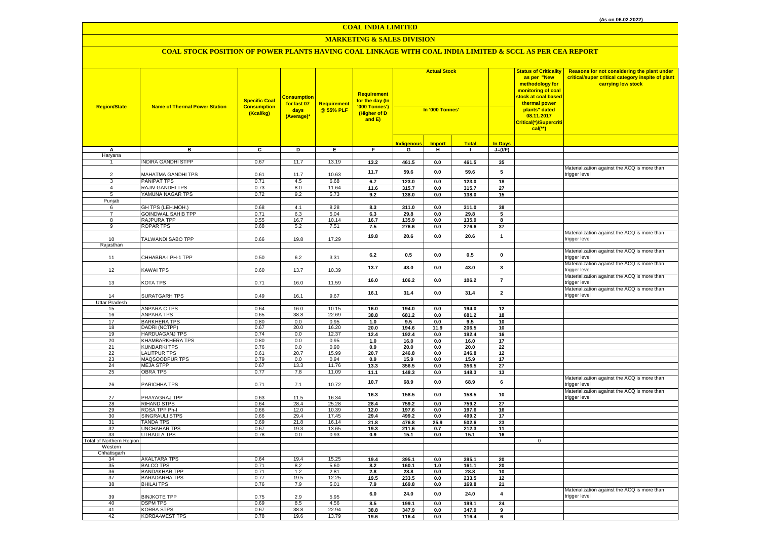(As on 06.02.2022)

# COAL INDIA LIMITED

## MARKETING & SALES DIVISION

### COAL STOCK POSITION OF POWER PLANTS HAVING COAL LINKAGE WITH COAL INDIA LIMITED & SCCL AS PER CEA REPORT

| Region/State | Name of Thermal Power Station | Specific Coal Consumption (Kcal/kg) | Consumption for last 07 days (Average)* | Requirement @ 55% PLF | Requirement for the day (In '000 Tonnes') (Higher of D and E) | Actual Stock In '000 Tonnes' | | | | Status of Criticality as per "New methodology for monitoring of coal stock at coal based thermal power plants" dated 08.11.2017 Critical(*)/Supercritical(**) | Reasons for not considering the plant under critical/super critical category inspite of plant carrying low stock |
|---|---|---|---|---|---|---|---|---|---|---|---|
| | | | | | | Indigenous | Import | Total | In Days | | |
| A | B | C | D | E | F | G | H | I | J=(I/F) | | |
| Haryana | | | | | | | | | | | |
| 1 | INDIRA GANDHI STPP | 0.67 | 11.7 | 13.19 | 13.2 | 461.5 | 0.0 | 461.5 | 35 | | |
| 2 | MAHATMA GANDHI TPS | 0.61 | 11.7 | 10.63 | 11.7 | 59.6 | 0.0 | 59.6 | 5 | | Materialization against the ACQ is more than trigger level |
| 3 | PANIPAT TPS | 0.71 | 4.5 | 6.68 | 6.7 | 123.0 | 0.0 | 123.0 | 18 | | |
| 4 | RAJIV GANDHI TPS | 0.73 | 8.0 | 11.64 | 11.6 | 315.7 | 0.0 | 315.7 | 27 | | |
| 5 | YAMUNA NAGAR TPS | 0.72 | 9.2 | 5.73 | 9.2 | 138.0 | 0.0 | 138.0 | 15 | | |
| Punjab | | | | | | | | | | | |
| 6 | GH TPS (LEH.MOH.) | 0.68 | 4.1 | 8.28 | 8.3 | 311.0 | 0.0 | 311.0 | 38 | | |
| 7 | GOINDWAL SAHIB TPP | 0.71 | 6.3 | 5.04 | 6.3 | 29.8 | 0.0 | 29.8 | 5 | | |
| 8 | RAJPURA TPP | 0.55 | 16.7 | 10.14 | 16.7 | 135.9 | 0.0 | 135.9 | 8 | | |
| 9 | ROPAR TPS | 0.68 | 5.2 | 7.51 | 7.5 | 276.6 | 0.0 | 276.6 | 37 | | |
| 10 | TALWANDI SABO TPP | 0.66 | 19.8 | 17.29 | 19.8 | 20.6 | 0.0 | 20.6 | 1 | | Materialization against the ACQ is more than trigger level |
| Rajasthan | | | | | | | | | | | |
| 11 | CHHABRA-I PH-1 TPP | 0.50 | 6.2 | 3.31 | 6.2 | 0.5 | 0.0 | 0.5 | 0 | | Materialization against the ACQ is more than trigger level |
| 12 | KAWAI TPS | 0.60 | 13.7 | 10.39 | 13.7 | 43.0 | 0.0 | 43.0 | 3 | | Materialization against the ACQ is more than trigger level |
| 13 | KOTA TPS | 0.71 | 16.0 | 11.59 | 16.0 | 106.2 | 0.0 | 106.2 | 7 | | Materialization against the ACQ is more than trigger level |
| 14 | SURATGARH TPS | 0.49 | 16.1 | 9.67 | 16.1 | 31.4 | 0.0 | 31.4 | 2 | | Materialization against the ACQ is more than trigger level |
| Uttar Pradesh | | | | | | | | | | | |
| 15 | ANPARA C TPS | 0.64 | 16.0 | 10.15 | 16.0 | 194.0 | 0.0 | 194.0 | 12 | | |
| 16 | ANPARA TPS | 0.65 | 38.8 | 22.69 | 38.8 | 681.2 | 0.0 | 681.2 | 18 | | |
| 17 | BARKHERA TPS | 0.80 | 0.0 | 0.95 | 1.0 | 9.5 | 0.0 | 9.5 | 10 | | |
| 18 | DADRI (NCTPP) | 0.67 | 20.0 | 16.20 | 20.0 | 194.6 | 11.9 | 206.5 | 10 | | |
| 19 | HARDUAGANJ TPS | 0.74 | 0.0 | 12.37 | 12.4 | 192.4 | 0.0 | 192.4 | 16 | | |
| 20 | KHAMBARKHERA TPS | 0.80 | 0.0 | 0.95 | 1.0 | 16.0 | 0.0 | 16.0 | 17 | | |
| 21 | KUNDARKI TPS | 0.76 | 0.0 | 0.90 | 0.9 | 20.0 | 0.0 | 20.0 | 22 | | |
| 22 | LALITPUR TPS | 0.61 | 20.7 | 15.99 | 20.7 | 246.8 | 0.0 | 246.8 | 12 | | |
| 23 | MAQSOODPUR TPS | 0.79 | 0.0 | 0.94 | 0.9 | 15.9 | 0.0 | 15.9 | 17 | | |
| 24 | MEJA STPP | 0.67 | 13.3 | 11.76 | 13.3 | 356.5 | 0.0 | 356.5 | 27 | | |
| 25 | OBRA TPS | 0.77 | 7.8 | 11.09 | 11.1 | 148.3 | 0.0 | 148.3 | 13 | | |
| 26 | PARICHHA TPS | 0.71 | 7.1 | 10.72 | 10.7 | 68.9 | 0.0 | 68.9 | 6 | | Materialization against the ACQ is more than trigger level |
| 27 | PRAYAGRAJ TPP | 0.63 | 11.5 | 16.34 | 16.3 | 158.5 | 0.0 | 158.5 | 10 | | Materialization against the ACQ is more than trigger level |
| 28 | RIHAND STPS | 0.64 | 28.4 | 25.28 | 28.4 | 759.2 | 0.0 | 759.2 | 27 | | |
| 29 | ROSA TPP Ph-I | 0.66 | 12.0 | 10.39 | 12.0 | 197.6 | 0.0 | 197.6 | 16 | | |
| 30 | SINGRAULI STPS | 0.66 | 29.4 | 17.45 | 29.4 | 499.2 | 0.0 | 499.2 | 17 | | |
| 31 | TANDA TPS | 0.69 | 21.8 | 16.14 | 21.8 | 476.8 | 25.9 | 502.6 | 23 | | |
| 32 | UNCHAHAR TPS | 0.67 | 19.3 | 13.65 | 19.3 | 211.6 | 0.7 | 212.3 | 11 | | |
| 33 | UTRAULA TPS | 0.78 | 0.0 | 0.93 | 0.9 | 15.1 | 0.0 | 15.1 | 16 | | |
| Total of Northern Region | | | | | | | | | | 0 | |
| Western | | | | | | | | | | | |
| Chhatisgarh | | | | | | | | | | | |
| 34 | AKALTARA TPS | 0.64 | 19.4 | 15.25 | 19.4 | 395.1 | 0.0 | 395.1 | 20 | | |
| 35 | BALCO TPS | 0.71 | 8.2 | 5.60 | 8.2 | 160.1 | 1.0 | 161.1 | 20 | | |
| 36 | BANDAKHAR TPP | 0.71 | 1.2 | 2.81 | 2.8 | 28.8 | 0.0 | 28.8 | 10 | | |
| 37 | BARADARHA TPS | 0.77 | 19.5 | 12.25 | 19.5 | 233.5 | 0.0 | 233.5 | 12 | | |
| 38 | BHILAI TPS | 0.76 | 7.9 | 5.01 | 7.9 | 169.8 | 0.0 | 169.8 | 21 | | |
| 39 | BINJKOTE TPP | 0.75 | 2.9 | 5.95 | 6.0 | 24.0 | 0.0 | 24.0 | 4 | | Materialization against the ACQ is more than trigger level |
| 40 | DSPM TPS | 0.69 | 8.5 | 4.56 | 8.5 | 199.1 | 0.0 | 199.1 | 24 | | |
| 41 | KORBA STPS | 0.67 | 38.8 | 22.94 | 38.8 | 347.9 | 0.0 | 347.9 | 9 | | |
| 42 | KORBA-WEST TPS | 0.78 | 19.6 | 13.79 | 19.6 | 116.4 | 0.0 | 116.4 | 6 | | |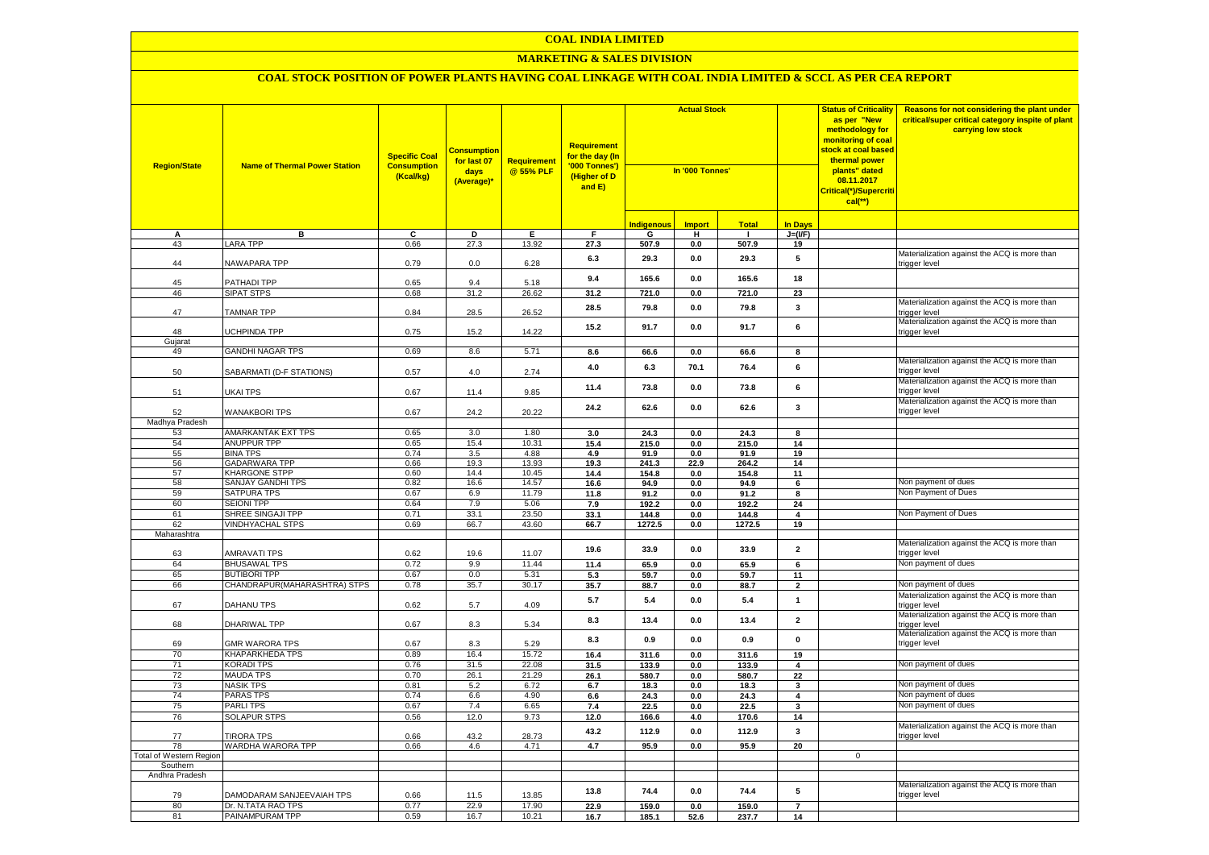# COAL INDIA LIMITED

## MARKETING & SALES DIVISION

### COAL STOCK POSITION OF POWER PLANTS HAVING COAL LINKAGE WITH COAL INDIA LIMITED & SCCL AS PER CEA REPORT

| Region/State | Name of Thermal Power Station | Specific Coal Consumption (Kcal/kg) | Consumption for last 07 days (Average)* | Requirement @ 55% PLF | Requirement for the day (In '000 Tonnes') (Higher of D and E) | Actual Stock In '000 Tonnes' | | | | Status of Criticality as per "New methodology for monitoring of coal stock at coal based thermal power plants" dated 08.11.2017 Critical(*)/Supercritical(**) | Reasons for not considering the plant under critical/super critical category inspite of plant carrying low stock |
|---|---|---|---|---|---|---|---|---|---|---|---|
| | | | | | | Indigenous | Import | Total | In Days | | |
| A | B | C | D | E | F | G | H | I | J=(I/F) | | |
| 43 | LARA TPP | 0.66 | 27.3 | 13.92 | 27.3 | 507.9 | 0.0 | 507.9 | 19 | | |
| 44 | NAWAPARA TPP | 0.79 | 0.0 | 6.28 | 6.3 | 29.3 | 0.0 | 29.3 | 5 | | Materialization against the ACQ is more than trigger level |
| 45 | PATHADI TPP | 0.65 | 9.4 | 5.18 | 9.4 | 165.6 | 0.0 | 165.6 | 18 | | |
| 46 | SIPAT STPS | 0.68 | 31.2 | 26.62 | 31.2 | 721.0 | 0.0 | 721.0 | 23 | | |
| 47 | TAMNAR TPP | 0.84 | 28.5 | 26.52 | 28.5 | 79.8 | 0.0 | 79.8 | 3 | | Materialization against the ACQ is more than trigger level |
| 48 | UCHPINDA TPP | 0.75 | 15.2 | 14.22 | 15.2 | 91.7 | 0.0 | 91.7 | 6 | | Materialization against the ACQ is more than trigger level |
| Gujarat | | | | | | | | | | | |
| 49 | GANDHI NAGAR TPS | 0.69 | 8.6 | 5.71 | 8.6 | 66.6 | 0.0 | 66.6 | 8 | | |
| 50 | SABARMATI (D-F STATIONS) | 0.57 | 4.0 | 2.74 | 4.0 | 6.3 | 70.1 | 76.4 | 6 | | Materialization against the ACQ is more than trigger level |
| 51 | UKAI TPS | 0.67 | 11.4 | 9.85 | 11.4 | 73.8 | 0.0 | 73.8 | 6 | | Materialization against the ACQ is more than trigger level |
| 52 | WANAKBORI TPS | 0.67 | 24.2 | 20.22 | 24.2 | 62.6 | 0.0 | 62.6 | 3 | | Materialization against the ACQ is more than trigger level |
| Madhya Pradesh | | | | | | | | | | | |
| 53 | AMARKANTAK EXT TPS | 0.65 | 3.0 | 1.80 | 3.0 | 24.3 | 0.0 | 24.3 | 8 | | |
| 54 | ANUPPUR TPP | 0.65 | 15.4 | 10.31 | 15.4 | 215.0 | 0.0 | 215.0 | 14 | | |
| 55 | BINA TPS | 0.74 | 3.5 | 4.88 | 4.9 | 91.9 | 0.0 | 91.9 | 19 | | |
| 56 | GADARWARA TPP | 0.66 | 19.3 | 13.93 | 19.3 | 241.3 | 22.9 | 264.2 | 14 | | |
| 57 | KHARGONE STPP | 0.60 | 14.4 | 10.45 | 14.4 | 154.8 | 0.0 | 154.8 | 11 | | |
| 58 | SANJAY GANDHI TPS | 0.82 | 16.6 | 14.57 | 16.6 | 94.9 | 0.0 | 94.9 | 6 | | Non payment of dues |
| 59 | SATPURA TPS | 0.67 | 6.9 | 11.79 | 11.8 | 91.2 | 0.0 | 91.2 | 8 | | Non Payment of Dues |
| 60 | SEIONI TPP | 0.64 | 7.9 | 5.06 | 7.9 | 192.2 | 0.0 | 192.2 | 24 | | |
| 61 | SHREE SINGAJI TPP | 0.71 | 33.1 | 23.50 | 33.1 | 144.8 | 0.0 | 144.8 | 4 | | Non Payment of Dues |
| 62 | VINDHYACHAL STPS | 0.69 | 66.7 | 43.60 | 66.7 | 1272.5 | 0.0 | 1272.5 | 19 | | |
| Maharashtra | | | | | | | | | | | |
| 63 | AMRAVATI TPS | 0.62 | 19.6 | 11.07 | 19.6 | 33.9 | 0.0 | 33.9 | 2 | | Materialization against the ACQ is more than trigger level |
| 64 | BHUSAWAL TPS | 0.72 | 9.9 | 11.44 | 11.4 | 65.9 | 0.0 | 65.9 | 6 | | Non payment of dues |
| 65 | BUTIBORI TPP | 0.67 | 0.0 | 5.31 | 5.3 | 59.7 | 0.0 | 59.7 | 11 | | |
| 66 | CHANDRAPUR(MAHARASHTRA) STPS | 0.78 | 35.7 | 30.17 | 35.7 | 88.7 | 0.0 | 88.7 | 2 | | Non payment of dues |
| 67 | DAHANU TPS | 0.62 | 5.7 | 4.09 | 5.7 | 5.4 | 0.0 | 5.4 | 1 | | Materialization against the ACQ is more than trigger level |
| 68 | DHARIWAL TPP | 0.67 | 8.3 | 5.34 | 8.3 | 13.4 | 0.0 | 13.4 | 2 | | Materialization against the ACQ is more than trigger level |
| 69 | GMR WARORA TPS | 0.67 | 8.3 | 5.29 | 8.3 | 0.9 | 0.0 | 0.9 | 0 | | Materialization against the ACQ is more than trigger level |
| 70 | KHAPARKHEDA TPS | 0.89 | 16.4 | 15.72 | 16.4 | 311.6 | 0.0 | 311.6 | 19 | | |
| 71 | KORADI TPS | 0.76 | 31.5 | 22.08 | 31.5 | 133.9 | 0.0 | 133.9 | 4 | | Non payment of dues |
| 72 | MAUDA TPS | 0.70 | 26.1 | 21.29 | 26.1 | 580.7 | 0.0 | 580.7 | 22 | | |
| 73 | NASIK TPS | 0.81 | 5.2 | 6.72 | 6.7 | 18.3 | 0.0 | 18.3 | 3 | | Non payment of dues |
| 74 | PARAS TPS | 0.74 | 6.6 | 4.90 | 6.6 | 24.3 | 0.0 | 24.3 | 4 | | Non payment of dues |
| 75 | PARLI TPS | 0.67 | 7.4 | 6.65 | 7.4 | 22.5 | 0.0 | 22.5 | 3 | | Non payment of dues |
| 76 | SOLAPUR STPS | 0.56 | 12.0 | 9.73 | 12.0 | 166.6 | 4.0 | 170.6 | 14 | | |
| 77 | TIRORA TPS | 0.66 | 43.2 | 28.73 | 43.2 | 112.9 | 0.0 | 112.9 | 3 | | Materialization against the ACQ is more than trigger level |
| 78 | WARDHA WARORA TPP | 0.66 | 4.6 | 4.71 | 4.7 | 95.9 | 0.0 | 95.9 | 20 | | |
| Total of Western Region | | | | | | | | | | 0 | |
| Southern | | | | | | | | | | | |
| Andhra Pradesh | | | | | | | | | | | |
| 79 | DAMODARAM SANJEEVAIAH TPS | 0.66 | 11.5 | 13.85 | 13.8 | 74.4 | 0.0 | 74.4 | 5 | | Materialization against the ACQ is more than trigger level |
| 80 | Dr. N.TATA RAO TPS | 0.77 | 22.9 | 17.90 | 22.9 | 159.0 | 0.0 | 159.0 | 7 | | |
| 81 | PAINAMPURAM TPP | 0.59 | 16.7 | 10.21 | 16.7 | 185.1 | 52.6 | 237.7 | 14 | | |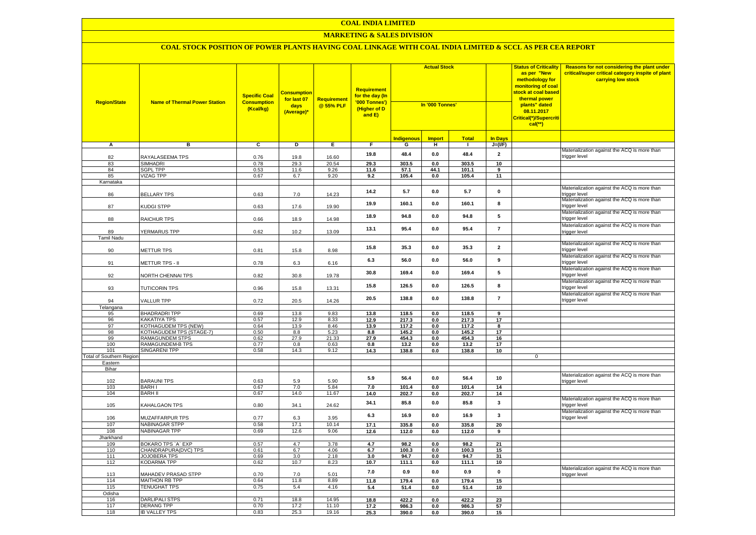# COAL INDIA LIMITED

## MARKETING & SALES DIVISION

### COAL STOCK POSITION OF POWER PLANTS HAVING COAL LINKAGE WITH COAL INDIA LIMITED & SCCL AS PER CEA REPORT

| Region/State | Name of Thermal Power Station | Specific Coal Consumption (Kcal/kg) | Consumption for last 07 days (Average)* | Requirement @ 55% PLF | Requirement for the day (In '000 Tonnes') (Higher of D and E) | Actual Stock In '000 Tonnes' | | | | Status of Criticality as per "New methodology for monitoring of coal stock at coal based thermal power plants" dated 08.11.2017 Critical(*)/Supercritical(**) | Reasons for not considering the plant under critical/super critical category inspite of plant carrying low stock |
|---|---|---|---|---|---|---|---|---|---|---|---|
| | | | | | | Indigenous | Import | Total | In Days | | |
| A | B | C | D | E | F | G | H | I | J=(I/F) | | |
| 82 | RAYALASEEMA TPS | 0.76 | 19.8 | 16.60 | 19.8 | 48.4 | 0.0 | 48.4 | 2 | | Materialization against the ACQ is more than trigger level |
| 83 | SIMHADRI | 0.78 | 29.3 | 20.54 | 29.3 | 303.5 | 0.0 | 303.5 | 10 | | |
| 84 | SGPL TPP | 0.53 | 11.6 | 9.26 | 11.6 | 57.1 | 44.1 | 101.1 | 9 | | |
| 85 | VIZAG TPP | 0.67 | 6.7 | 9.20 | 9.2 | 105.4 | 0.0 | 105.4 | 11 | | |
| Karnataka | | | | | | | | | | | |
| 86 | BELLARY TPS | 0.63 | 7.0 | 14.23 | 14.2 | 5.7 | 0.0 | 5.7 | 0 | | Materialization against the ACQ is more than trigger level |
| 87 | KUDGI STPP | 0.63 | 17.6 | 19.90 | 19.9 | 160.1 | 0.0 | 160.1 | 8 | | Materialization against the ACQ is more than trigger level |
| 88 | RAICHUR TPS | 0.66 | 18.9 | 14.98 | 18.9 | 94.8 | 0.0 | 94.8 | 5 | | Materialization against the ACQ is more than trigger level |
| 89 | YERMARUS TPP | 0.62 | 10.2 | 13.09 | 13.1 | 95.4 | 0.0 | 95.4 | 7 | | Materialization against the ACQ is more than trigger level |
| Tamil Nadu | | | | | | | | | | | |
| 90 | METTUR TPS | 0.81 | 15.8 | 8.98 | 15.8 | 35.3 | 0.0 | 35.3 | 2 | | Materialization against the ACQ is more than trigger level |
| 91 | METTUR TPS - II | 0.78 | 6.3 | 6.16 | 6.3 | 56.0 | 0.0 | 56.0 | 9 | | Materialization against the ACQ is more than trigger level |
| 92 | NORTH CHENNAI TPS | 0.82 | 30.8 | 19.78 | 30.8 | 169.4 | 0.0 | 169.4 | 5 | | Materialization against the ACQ is more than trigger level |
| 93 | TUTICORIN TPS | 0.96 | 15.8 | 13.31 | 15.8 | 126.5 | 0.0 | 126.5 | 8 | | Materialization against the ACQ is more than trigger level |
| 94 | VALLUR TPP | 0.72 | 20.5 | 14.26 | 20.5 | 138.8 | 0.0 | 138.8 | 7 | | Materialization against the ACQ is more than trigger level |
| Telangana | | | | | | | | | | | |
| 95 | BHADRADRI TPP | 0.69 | 13.8 | 9.83 | 13.8 | 118.5 | 0.0 | 118.5 | 9 | | |
| 96 | KAKATIYA TPS | 0.57 | 12.9 | 8.33 | 12.9 | 217.3 | 0.0 | 217.3 | 17 | | |
| 97 | KOTHAGUDEM TPS (NEW) | 0.64 | 13.9 | 8.46 | 13.9 | 117.2 | 0.0 | 117.2 | 8 | | |
| 98 | KOTHAGUDEM TPS (STAGE-7) | 0.50 | 8.8 | 5.23 | 8.8 | 145.2 | 0.0 | 145.2 | 17 | | |
| 99 | RAMAGUNDEM STPS | 0.62 | 27.9 | 21.33 | 27.9 | 454.3 | 0.0 | 454.3 | 16 | | |
| 100 | RAMAGUNDEM-B TPS | 0.77 | 0.8 | 0.63 | 0.8 | 13.2 | 0.0 | 13.2 | 17 | | |
| 101 | SINGARENI TPP | 0.58 | 14.3 | 9.12 | 14.3 | 138.8 | 0.0 | 138.8 | 10 | | |
| Total of Southern Region | | | | | | | | | | 0 | |
| Eastern | | | | | | | | | | | |
| Bihar | | | | | | | | | | | |
| 102 | BARAUNI TPS | 0.63 | 5.9 | 5.90 | 5.9 | 56.4 | 0.0 | 56.4 | 10 | | Materialization against the ACQ is more than trigger level |
| 103 | BARH I | 0.67 | 7.0 | 5.84 | 7.0 | 101.4 | 0.0 | 101.4 | 14 | | |
| 104 | BARH II | 0.67 | 14.0 | 11.67 | 14.0 | 202.7 | 0.0 | 202.7 | 14 | | |
| 105 | KAHALGAON TPS | 0.80 | 34.1 | 24.62 | 34.1 | 85.8 | 0.0 | 85.8 | 3 | | Materialization against the ACQ is more than trigger level |
| 106 | MUZAFFARPUR TPS | 0.77 | 6.3 | 3.95 | 6.3 | 16.9 | 0.0 | 16.9 | 3 | | Materialization against the ACQ is more than trigger level |
| 107 | NABINAGAR STPP | 0.58 | 17.1 | 10.14 | 17.1 | 335.8 | 0.0 | 335.8 | 20 | | |
| 108 | NABINAGAR TPP | 0.69 | 12.6 | 9.06 | 12.6 | 112.0 | 0.0 | 112.0 | 9 | | |
| Jharkhand | | | | | | | | | | | |
| 109 | BOKARO TPS `A` EXP | 0.57 | 4.7 | 3.78 | 4.7 | 98.2 | 0.0 | 98.2 | 21 | | |
| 110 | CHANDRAPURA(DVC) TPS | 0.61 | 6.7 | 4.06 | 6.7 | 100.3 | 0.0 | 100.3 | 15 | | |
| 111 | JOJOBERA TPS | 0.69 | 3.0 | 2.18 | 3.0 | 94.7 | 0.0 | 94.7 | 31 | | |
| 112 | KODARMA TPP | 0.62 | 10.7 | 8.23 | 10.7 | 111.1 | 0.0 | 111.1 | 10 | | |
| 113 | MAHADEV PRASAD STPP | 0.70 | 7.0 | 5.01 | 7.0 | 0.9 | 0.0 | 0.9 | 0 | | Materialization against the ACQ is more than trigger level |
| 114 | MAITHON RB TPP | 0.64 | 11.8 | 8.89 | 11.8 | 179.4 | 0.0 | 179.4 | 15 | | |
| 115 | TENUGHAT TPS | 0.75 | 5.4 | 4.16 | 5.4 | 51.4 | 0.0 | 51.4 | 10 | | |
| Odisha | | | | | | | | | | | |
| 116 | DARLIPALI STPS | 0.71 | 18.8 | 14.95 | 18.8 | 422.2 | 0.0 | 422.2 | 23 | | |
| 117 | DERANG TPP | 0.70 | 17.2 | 11.10 | 17.2 | 986.3 | 0.0 | 986.3 | 57 | | |
| 118 | IB VALLEY TPS | 0.83 | 25.3 | 19.16 | 25.3 | 390.0 | 0.0 | 390.0 | 15 | | |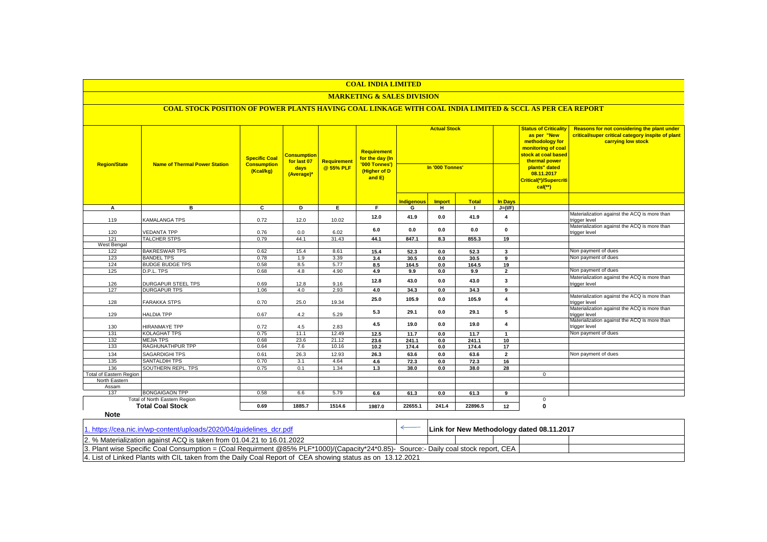# COAL INDIA LIMITED

## MARKETING & SALES DIVISION

### COAL STOCK POSITION OF POWER PLANTS HAVING COAL LINKAGE WITH COAL INDIA LIMITED & SCCL AS PER CEA REPORT

| Region/State | Name of Thermal Power Station | Specific Coal Consumption (Kcal/kg) | Consumption for last 07 days (Average)* | Requirement @ 55% PLF | Requirement for the day (In '000 Tonnes') (Higher of D and E) | Actual Stock In '000 Tonnes' | | | | Status of Criticality as per "New methodology for monitoring of coal stock at coal based thermal power plants" dated 08.11.2017 Critical(*)/Supercritical(**) | Reasons for not considering the plant under critical/super critical category inspite of plant carrying low stock |
|---|---|---|---|---|---|---|---|---|---|---|---|
| | | | | | | Indigenous | Import | Total | In Days | | |
| A | B | C | D | E | F | G | H | I | J=(I/F) | | |
| 119 | KAMALANGA TPS | 0.72 | 12.0 | 10.02 | 12.0 | 41.9 | 0.0 | 41.9 | 4 | | Materialization against the ACQ is more than trigger level |
| 120 | VEDANTA TPP | 0.76 | 0.0 | 6.02 | 6.0 | 0.0 | 0.0 | 0.0 | 0 | | Materialization against the ACQ is more than trigger level |
| 121 | TALCHER STPS | 0.79 | 44.1 | 31.43 | 44.1 | 847.1 | 8.3 | 855.3 | 19 | | |
| West Bengal | | | | | | | | | | | |
| 122 | BAKRESWAR TPS | 0.62 | 15.4 | 8.61 | 15.4 | 52.3 | 0.0 | 52.3 | 3 | | Non payment of dues |
| 123 | BANDEL TPS | 0.78 | 1.9 | 3.39 | 3.4 | 30.5 | 0.0 | 30.5 | 9 | | Non payment of dues |
| 124 | BUDGE BUDGE TPS | 0.58 | 8.5 | 5.77 | 8.5 | 164.5 | 0.0 | 164.5 | 19 | | |
| 125 | D.P.L. TPS | 0.68 | 4.8 | 4.90 | 4.9 | 9.9 | 0.0 | 9.9 | 2 | | Non payment of dues |
| 126 | DURGAPUR STEEL TPS | 0.69 | 12.8 | 9.16 | 12.8 | 43.0 | 0.0 | 43.0 | 3 | | Materialization against the ACQ is more than trigger level |
| 127 | DURGAPUR TPS | 1.06 | 4.0 | 2.93 | 4.0 | 34.3 | 0.0 | 34.3 | 9 | | |
| 128 | FARAKKA STPS | 0.70 | 25.0 | 19.34 | 25.0 | 105.9 | 0.0 | 105.9 | 4 | | Materialization against the ACQ is more than trigger level |
| 129 | HALDIA TPP | 0.67 | 4.2 | 5.29 | 5.3 | 29.1 | 0.0 | 29.1 | 5 | | Materialization against the ACQ is more than trigger level |
| 130 | HIRANMAYE TPP | 0.72 | 4.5 | 2.83 | 4.5 | 19.0 | 0.0 | 19.0 | 4 | | Materialization against the ACQ is more than trigger level |
| 131 | KOLAGHAT TPS | 0.75 | 11.1 | 12.49 | 12.5 | 11.7 | 0.0 | 11.7 | 1 | | Non payment of dues |
| 132 | MEJIA TPS | 0.68 | 23.6 | 21.12 | 23.6 | 241.1 | 0.0 | 241.1 | 10 | | |
| 133 | RAGHUNATHPUR TPP | 0.64 | 7.6 | 10.16 | 10.2 | 174.4 | 0.0 | 174.4 | 17 | | |
| 134 | SAGARDIGHI TPS | 0.61 | 26.3 | 12.93 | 26.3 | 63.6 | 0.0 | 63.6 | 2 | | Non payment of dues |
| 135 | SANTALDIH TPS | 0.70 | 3.1 | 4.64 | 4.6 | 72.3 | 0.0 | 72.3 | 16 | | |
| 136 | SOUTHERN REPL. TPS | 0.75 | 0.1 | 1.34 | 1.3 | 38.0 | 0.0 | 38.0 | 28 | | |
| Total of Eastern Region | | | | | | | | | | 0 | |
| North Eastern | | | | | | | | | | | |
| Assam | | | | | | | | | | | |
| 137 | BONGAIGAON TPP | 0.58 | 6.6 | 5.79 | 6.6 | 61.3 | 0.0 | 61.3 | 9 | | |
| Total of North Eastern Region | | | | | | | | | | 0 | |
| **Total Coal Stock** | | 0.69 | 1885.7 | 1514.6 | 1987.0 | 22655.1 | 241.4 | 22896.5 | 12 | 0 | |

**Note**

1. https://cea.nic.in/wp-content/uploads/2020/04/guidelines_dcr.pdf ← Link for New Methodology dated 08.11.2017
2. % Materialization against ACQ is taken from 01.04.21 to 16.01.2022
3. Plant wise Specific Coal Consumption = (Coal Requirment @85% PLF*1000)/(Capacity*24*0.85)- Source:- Daily coal stock report, CEA
4. List of Linked Plants with CIL taken from the Daily Coal Report of CEA showing status as on 13.12.2021